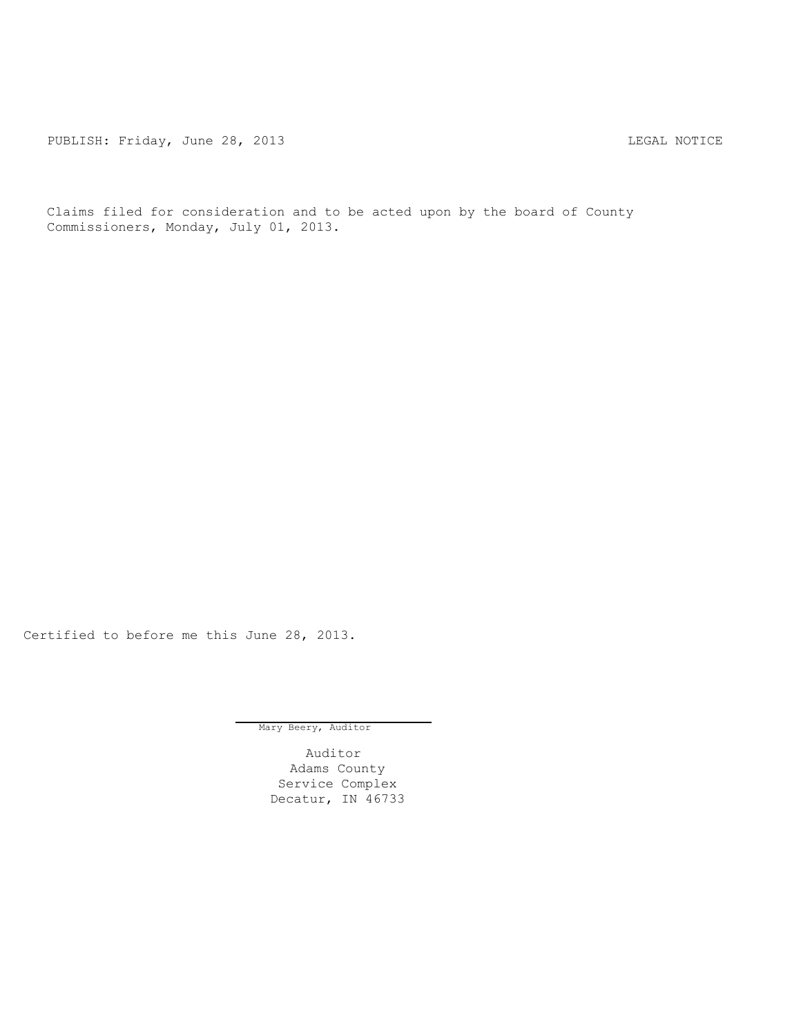PUBLISH: Friday, June 28, 2013 LEGAL NOTICE

Claims filed for consideration and to be acted upon by the board of County Commissioners, Monday, July 01, 2013.

Certified to before me this June 28, 2013.

Mary Beery, Auditor

Auditor
Adams County
Service Complex
Decatur, IN 46733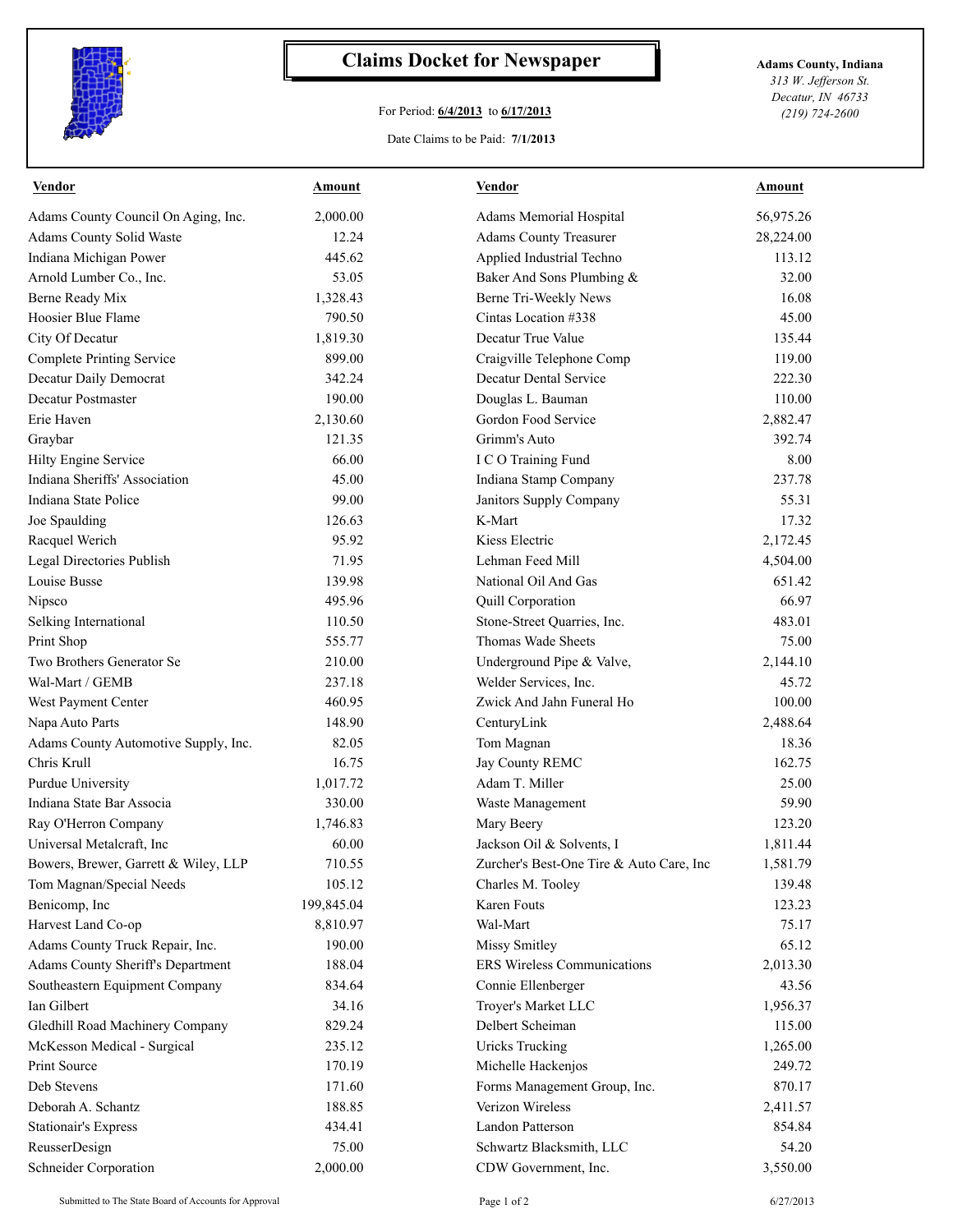# Claims Docket for Newspaper

For Period: **6/4/2013** to **6/17/2013**

Date Claims to be Paid: **7/1/2013**

**Adams County, Indiana**
*313 W. Jefferson St.*
*Decatur, IN 46733*
*(219) 724-2600*

| Vendor | Amount | Vendor | Amount |
|---|---|---|---|
| Adams County Council On Aging, Inc. | 2,000.00 | Adams Memorial Hospital | 56,975.26 |
| Adams County Solid Waste | 12.24 | Adams County Treasurer | 28,224.00 |
| Indiana Michigan Power | 445.62 | Applied Industrial Techno | 113.12 |
| Arnold Lumber Co., Inc. | 53.05 | Baker And Sons Plumbing & | 32.00 |
| Berne Ready Mix | 1,328.43 | Berne Tri-Weekly News | 16.08 |
| Hoosier Blue Flame | 790.50 | Cintas Location #338 | 45.00 |
| City Of Decatur | 1,819.30 | Decatur True Value | 135.44 |
| Complete Printing Service | 899.00 | Craigville Telephone Comp | 119.00 |
| Decatur Daily Democrat | 342.24 | Decatur Dental Service | 222.30 |
| Decatur Postmaster | 190.00 | Douglas L. Bauman | 110.00 |
| Erie Haven | 2,130.60 | Gordon Food Service | 2,882.47 |
| Graybar | 121.35 | Grimm's Auto | 392.74 |
| Hilty Engine Service | 66.00 | I C O Training Fund | 8.00 |
| Indiana Sheriffs' Association | 45.00 | Indiana Stamp Company | 237.78 |
| Indiana State Police | 99.00 | Janitors Supply Company | 55.31 |
| Joe Spaulding | 126.63 | K-Mart | 17.32 |
| Racquel Werich | 95.92 | Kiess Electric | 2,172.45 |
| Legal Directories Publish | 71.95 | Lehman Feed Mill | 4,504.00 |
| Louise Busse | 139.98 | National Oil And Gas | 651.42 |
| Nipsco | 495.96 | Quill Corporation | 66.97 |
| Selking International | 110.50 | Stone-Street Quarries, Inc. | 483.01 |
| Print Shop | 555.77 | Thomas Wade Sheets | 75.00 |
| Two Brothers Generator Se | 210.00 | Underground Pipe & Valve, | 2,144.10 |
| Wal-Mart / GEMB | 237.18 | Welder Services, Inc. | 45.72 |
| West Payment Center | 460.95 | Zwick And Jahn Funeral Ho | 100.00 |
| Napa Auto Parts | 148.90 | CenturyLink | 2,488.64 |
| Adams County Automotive Supply, Inc. | 82.05 | Tom Magnan | 18.36 |
| Chris Krull | 16.75 | Jay County REMC | 162.75 |
| Purdue University | 1,017.72 | Adam T. Miller | 25.00 |
| Indiana State Bar Associa | 330.00 | Waste Management | 59.90 |
| Ray O'Herron Company | 1,746.83 | Mary Beery | 123.20 |
| Universal Metalcraft, Inc | 60.00 | Jackson Oil & Solvents, I | 1,811.44 |
| Bowers, Brewer, Garrett & Wiley, LLP | 710.55 | Zurcher's Best-One Tire & Auto Care, Inc | 1,581.79 |
| Tom Magnan/Special Needs | 105.12 | Charles M. Tooley | 139.48 |
| Benicomp, Inc | 199,845.04 | Karen Fouts | 123.23 |
| Harvest Land Co-op | 8,810.97 | Wal-Mart | 75.17 |
| Adams County Truck Repair, Inc. | 190.00 | Missy Smitley | 65.12 |
| Adams County Sheriff's Department | 188.04 | ERS Wireless Communications | 2,013.30 |
| Southeastern Equipment Company | 834.64 | Connie Ellenberger | 43.56 |
| Ian Gilbert | 34.16 | Troyer's Market LLC | 1,956.37 |
| Gledhill Road Machinery Company | 829.24 | Delbert Scheiman | 115.00 |
| McKesson Medical - Surgical | 235.12 | Uricks Trucking | 1,265.00 |
| Print Source | 170.19 | Michelle Hackenjos | 249.72 |
| Deb Stevens | 171.60 | Forms Management Group, Inc. | 870.17 |
| Deborah A. Schantz | 188.85 | Verizon Wireless | 2,411.57 |
| Stationair's Express | 434.41 | Landon Patterson | 854.84 |
| ReusserDesign | 75.00 | Schwartz Blacksmith, LLC | 54.20 |
| Schneider Corporation | 2,000.00 | CDW Government, Inc. | 3,550.00 |

Submitted to The State Board of Accounts for Approval 6/27/2013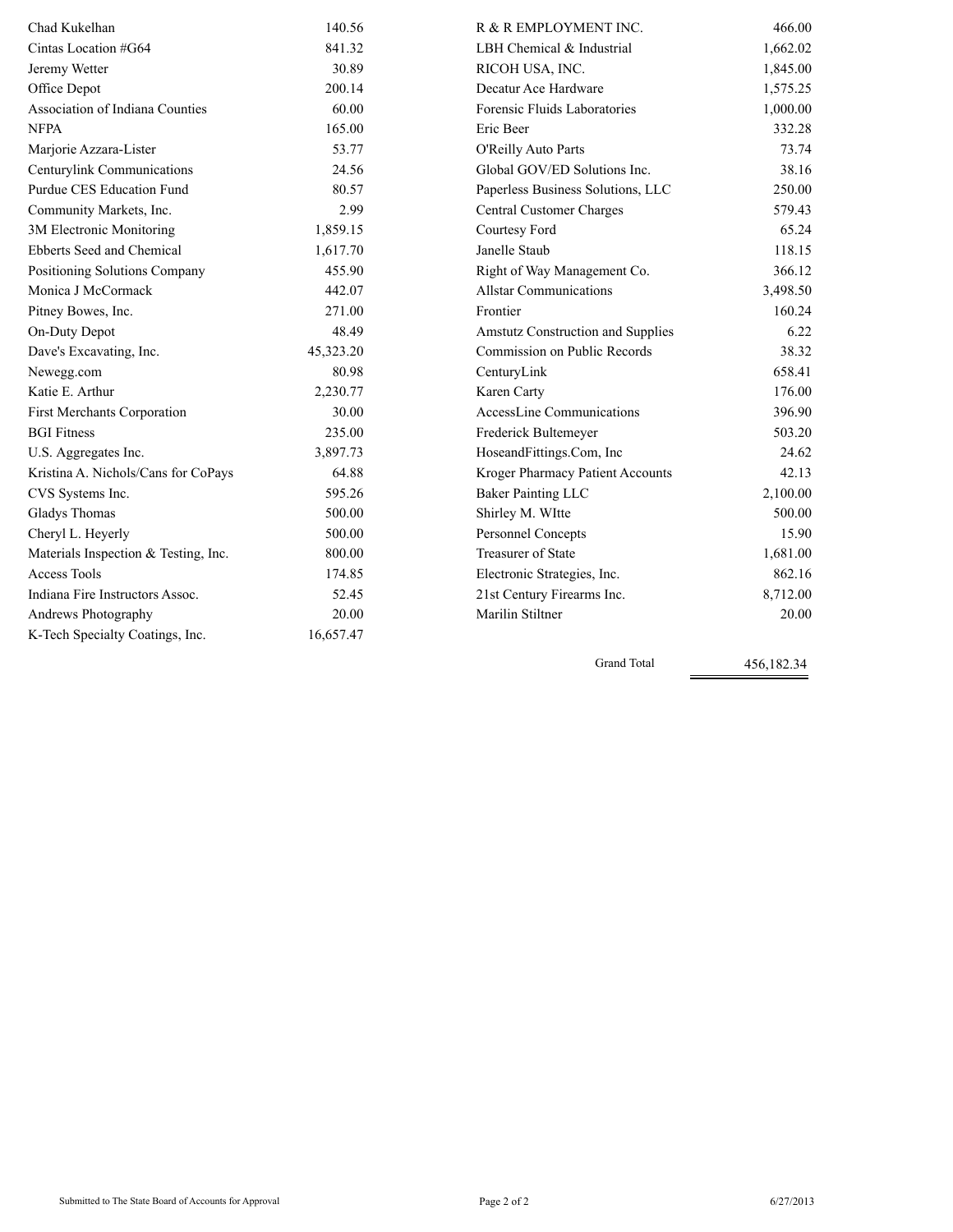| | | | |
|---|---|---|---|
| Chad Kukelhan | 140.56 | R & R EMPLOYMENT INC. | 466.00 |
| Cintas Location #G64 | 841.32 | LBH Chemical & Industrial | 1,662.02 |
| Jeremy Wetter | 30.89 | RICOH USA, INC. | 1,845.00 |
| Office Depot | 200.14 | Decatur Ace Hardware | 1,575.25 |
| Association of Indiana Counties | 60.00 | Forensic Fluids Laboratories | 1,000.00 |
| NFPA | 165.00 | Eric Beer | 332.28 |
| Marjorie Azzara-Lister | 53.77 | O'Reilly Auto Parts | 73.74 |
| Centurylink Communications | 24.56 | Global GOV/ED Solutions Inc. | 38.16 |
| Purdue CES Education Fund | 80.57 | Paperless Business Solutions, LLC | 250.00 |
| Community Markets, Inc. | 2.99 | Central Customer Charges | 579.43 |
| 3M Electronic Monitoring | 1,859.15 | Courtesy Ford | 65.24 |
| Ebberts Seed and Chemical | 1,617.70 | Janelle Staub | 118.15 |
| Positioning Solutions Company | 455.90 | Right of Way Management Co. | 366.12 |
| Monica J McCormack | 442.07 | Allstar Communications | 3,498.50 |
| Pitney Bowes, Inc. | 271.00 | Frontier | 160.24 |
| On-Duty Depot | 48.49 | Amstutz Construction and Supplies | 6.22 |
| Dave's Excavating, Inc. | 45,323.20 | Commission on Public Records | 38.32 |
| Newegg.com | 80.98 | CenturyLink | 658.41 |
| Katie E. Arthur | 2,230.77 | Karen Carty | 176.00 |
| First Merchants Corporation | 30.00 | AccessLine Communications | 396.90 |
| BGI Fitness | 235.00 | Frederick Bultemeyer | 503.20 |
| U.S. Aggregates Inc. | 3,897.73 | HoseandFittings.Com, Inc | 24.62 |
| Kristina A. Nichols/Cans for CoPays | 64.88 | Kroger Pharmacy Patient Accounts | 42.13 |
| CVS Systems Inc. | 595.26 | Baker Painting LLC | 2,100.00 |
| Gladys Thomas | 500.00 | Shirley M. WItte | 500.00 |
| Cheryl L. Heyerly | 500.00 | Personnel Concepts | 15.90 |
| Materials Inspection & Testing, Inc. | 800.00 | Treasurer of State | 1,681.00 |
| Access Tools | 174.85 | Electronic Strategies, Inc. | 862.16 |
| Indiana Fire Instructors Assoc. | 52.45 | 21st Century Firearms Inc. | 8,712.00 |
| Andrews Photography | 20.00 | Marilin Stiltner | 20.00 |
| K-Tech Specialty Coatings, Inc. | 16,657.47 | | |
| | | Grand Total | 456,182.34 |

Submitted to The State Board of Accounts for Approval — 6/27/2013